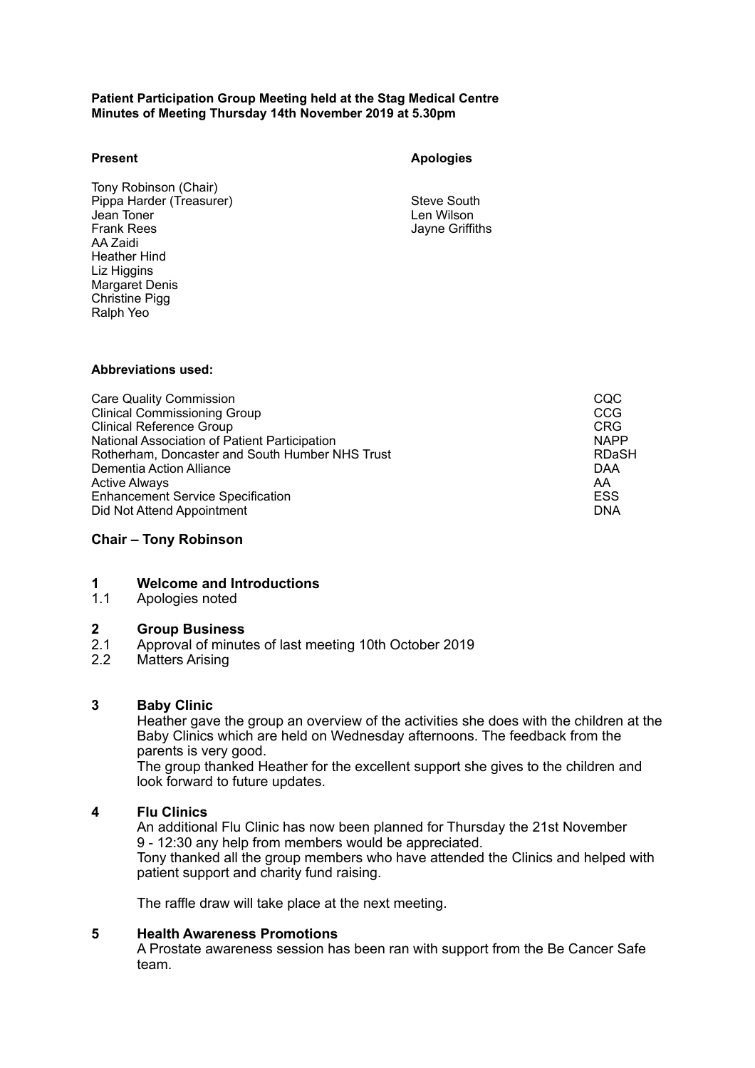**Patient Participation Group Meeting held at the Stag Medical Centre**
**Minutes of Meeting Thursday 14th November 2019 at 5.30pm**

| **Present** | **Apologies** |
| --- | --- |
| Tony Robinson (Chair) | |
| Pippa Harder (Treasurer) | Steve South |
| Jean Toner | Len Wilson |
| Frank Rees | Jayne Griffiths |
| AA Zaidi | |
| Heather Hind | |
| Liz Higgins | |
| Margaret Denis | |
| Christine Pigg | |
| Ralph Yeo | |

**Abbreviations used:**

| | |
| --- | --- |
| Care Quality Commission | CQC |
| Clinical Commissioning Group | CCG |
| Clinical Reference Group | CRG |
| National Association of Patient Participation | NAPP |
| Rotherham, Doncaster and South Humber NHS Trust | RDaSH |
| Dementia Action Alliance | DAA |
| Active Always | AA |
| Enhancement Service Specification | ESS |
| Did Not Attend Appointment | DNA |

## Chair – Tony Robinson

### 1 Welcome and Introductions

1.1 Apologies noted

### 2 Group Business

2.1 Approval of minutes of last meeting 10th October 2019

2.2 Matters Arising

### 3 Baby Clinic

Heather gave the group an overview of the activities she does with the children at the Baby Clinics which are held on Wednesday afternoons. The feedback from the parents is very good.

The group thanked Heather for the excellent support she gives to the children and look forward to future updates.

### 4 Flu Clinics

An additional Flu Clinic has now been planned for Thursday the 21st November 9 - 12:30 any help from members would be appreciated.

Tony thanked all the group members who have attended the Clinics and helped with patient support and charity fund raising.

The raffle draw will take place at the next meeting.

### 5 Health Awareness Promotions

A Prostate awareness session has been ran with support from the Be Cancer Safe team.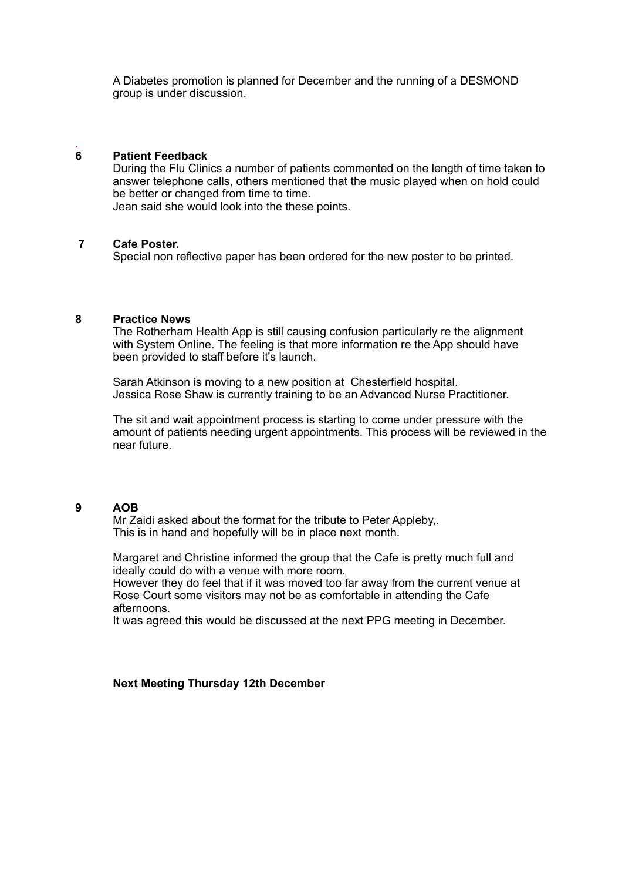A Diabetes promotion is planned for December and the running of a DESMOND group is under discussion.

**6 Patient Feedback**

During the Flu Clinics a number of patients commented on the length of time taken to answer telephone calls, others mentioned that the music played when on hold could be better or changed from time to time.
Jean said she would look into the these points.

**7 Cafe Poster.**

Special non reflective paper has been ordered for the new poster to be printed.

**8 Practice News**

The Rotherham Health App is still causing confusion particularly re the alignment with System Online. The feeling is that more information re the App should have been provided to staff before it's launch.

Sarah Atkinson is moving to a new position at Chesterfield hospital.
Jessica Rose Shaw is currently training to be an Advanced Nurse Practitioner.

The sit and wait appointment process is starting to come under pressure with the amount of patients needing urgent appointments. This process will be reviewed in the near future.

**9 AOB**

Mr Zaidi asked about the format for the tribute to Peter Appleby,.
This is in hand and hopefully will be in place next month.

Margaret and Christine informed the group that the Cafe is pretty much full and ideally could do with a venue with more room.
However they do feel that if it was moved too far away from the current venue at Rose Court some visitors may not be as comfortable in attending the Cafe afternoons.
It was agreed this would be discussed at the next PPG meeting in December.

**Next Meeting Thursday 12th December**